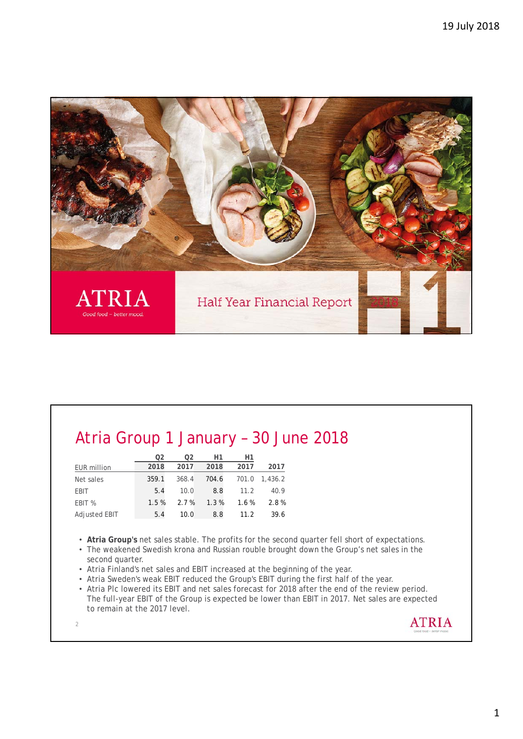19 July 2018

ATRIA

Good food – better mood.

Half Year Financial Report 2018

# Atria Group 1 January – 30 June 2018

| EUR million | Q2 2018 | Q2 2017 | H1 2018 | H1 2017 | 2017 |
|---|---|---|---|---|---|
| Net sales | 359.1 | 368.4 | 704.6 | 701.0 | 1,436.2 |
| EBIT | 5.4 | 10.0 | 8.8 | 11.2 | 40.9 |
| EBIT % | 1.5 % | 2.7 % | 1.3 % | 1.6 % | 2.8 % |
| Adjusted EBIT | 5.4 | 10.0 | 8.8 | 11.2 | 39.6 |

- **Atria Group's** net sales stable. The profits for the second quarter fell short of expectations.
- The weakened Swedish krona and Russian rouble brought down the Group's net sales in the second quarter.
- Atria Finland's net sales and EBIT increased at the beginning of the year.
- Atria Sweden's weak EBIT reduced the Group's EBIT during the first half of the year.
- Atria Plc lowered its EBIT and net sales forecast for 2018 after the end of the review period. The full-year EBIT of the Group is expected be lower than EBIT in 2017. Net sales are expected to remain at the 2017 level.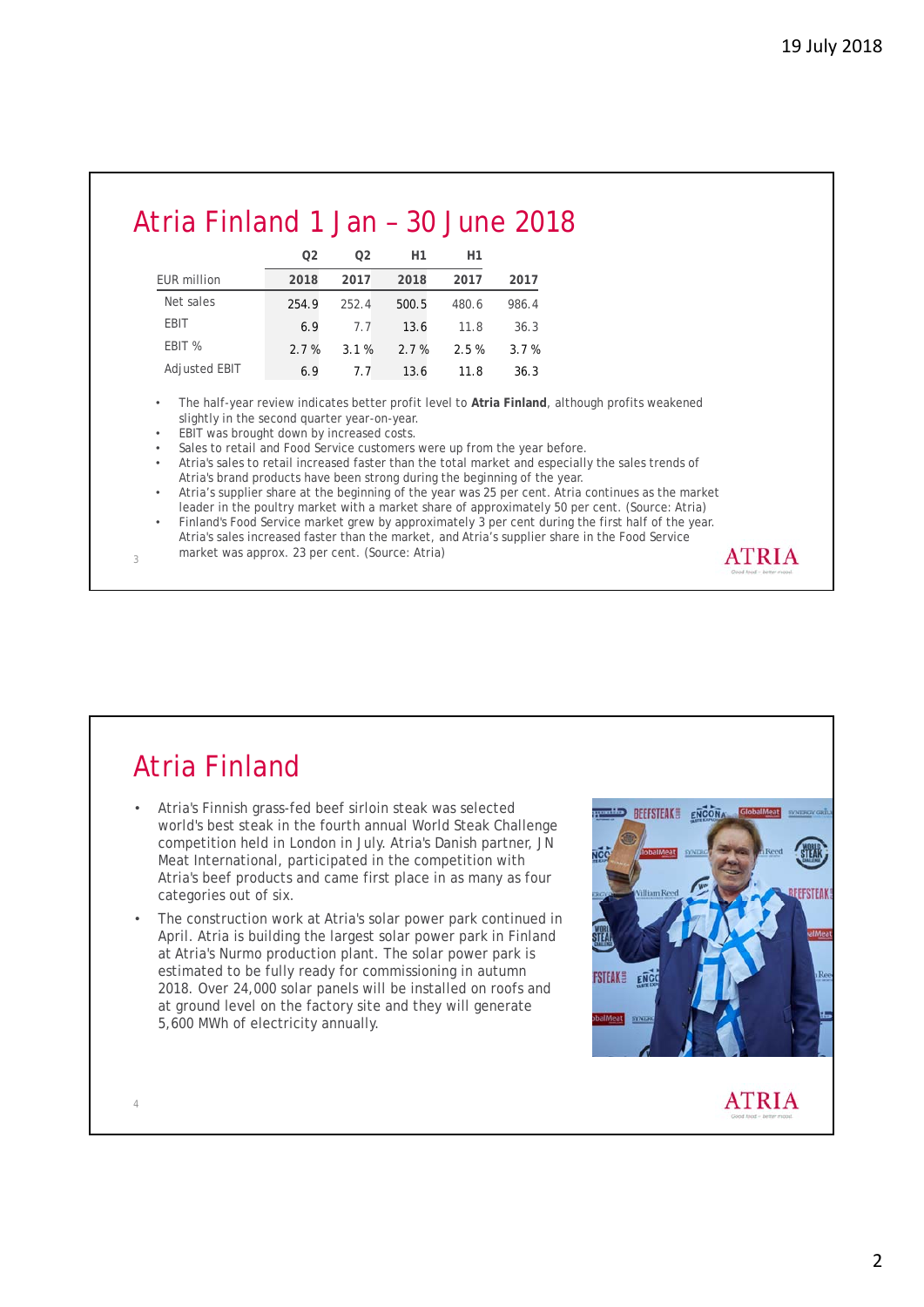# Atria Finland 1 Jan – 30 June 2018

| EUR million | Q2 2018 | Q2 2017 | H1 2018 | H1 2017 | 2017 |
|---|---|---|---|---|---|
| Net sales | 254.9 | 252.4 | 500.5 | 480.6 | 986.4 |
| EBIT | 6.9 | 7.7 | 13.6 | 11.8 | 36.3 |
| EBIT % | 2.7 % | 3.1 % | 2.7 % | 2.5 % | 3.7 % |
| Adjusted EBIT | 6.9 | 7.7 | 13.6 | 11.8 | 36.3 |

- The half-year review indicates better profit level to **Atria Finland**, although profits weakened slightly in the second quarter year-on-year.
- EBIT was brought down by increased costs.
- Sales to retail and Food Service customers were up from the year before.
- Atria's sales to retail increased faster than the total market and especially the sales trends of Atria's brand products have been strong during the beginning of the year.
- Atria's supplier share at the beginning of the year was 25 per cent. Atria continues as the market leader in the poultry market with a market share of approximately 50 per cent. (Source: Atria)
- Finland's Food Service market grew by approximately 3 per cent during the first half of the year. Atria's sales increased faster than the market, and Atria's supplier share in the Food Service market was approx. 23 per cent. (Source: Atria)

# Atria Finland

- Atria's Finnish grass-fed beef sirloin steak was selected world's best steak in the fourth annual World Steak Challenge competition held in London in July. Atria's Danish partner, JN Meat International, participated in the competition with Atria's beef products and came first place in as many as four categories out of six.
- The construction work at Atria's solar power park continued in April. Atria is building the largest solar power park in Finland at Atria's Nurmo production plant. The solar power park is estimated to be fully ready for commissioning in autumn 2018. Over 24,000 solar panels will be installed on roofs and at ground level on the factory site and they will generate 5,600 MWh of electricity annually.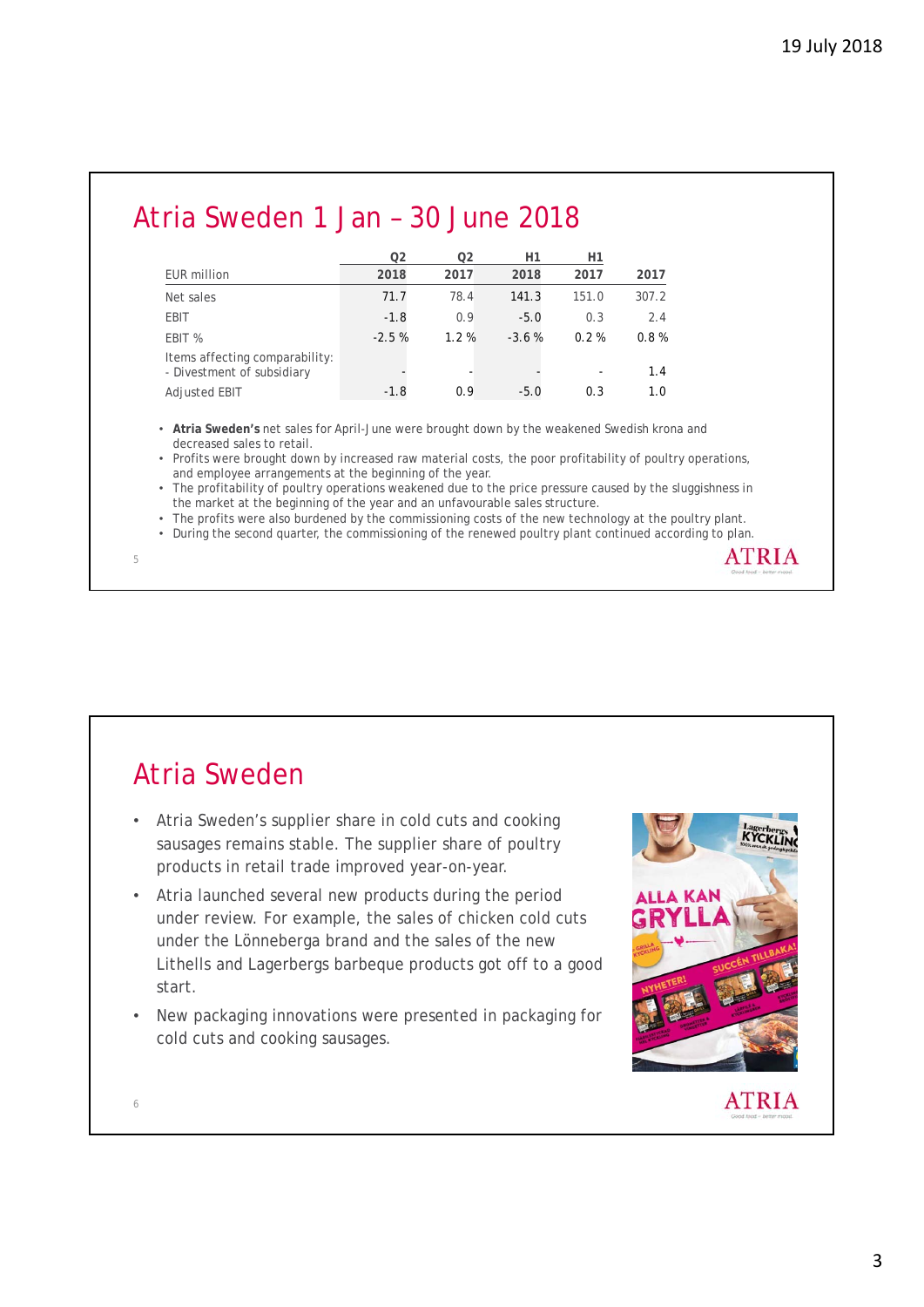## Atria Sweden 1 Jan – 30 June 2018

| EUR million | Q2 2018 | Q2 2017 | H1 2018 | H1 2017 | 2017 |
|---|---|---|---|---|---|
| Net sales | 71.7 | 78.4 | 141.3 | 151.0 | 307.2 |
| EBIT | -1.8 | 0.9 | -5.0 | 0.3 | 2.4 |
| EBIT % | -2.5 % | 1.2 % | -3.6 % | 0.2 % | 0.8 % |
| Items affecting comparability: - Divestment of subsidiary | - | - | - | - | 1.4 |
| Adjusted EBIT | -1.8 | 0.9 | -5.0 | 0.3 | 1.0 |

- **Atria Sweden's** net sales for April-June were brought down by the weakened Swedish krona and decreased sales to retail.
- Profits were brought down by increased raw material costs, the poor profitability of poultry operations, and employee arrangements at the beginning of the year.
- The profitability of poultry operations weakened due to the price pressure caused by the sluggishness in the market at the beginning of the year and an unfavourable sales structure.
- The profits were also burdened by the commissioning costs of the new technology at the poultry plant.
- During the second quarter, the commissioning of the renewed poultry plant continued according to plan.

## Atria Sweden

- Atria Sweden's supplier share in cold cuts and cooking sausages remains stable. The supplier share of poultry products in retail trade improved year-on-year.
- Atria launched several new products during the period under review. For example, the sales of chicken cold cuts under the Lönneberga brand and the sales of the new Lithells and Lagerbergs barbeque products got off to a good start.
- New packaging innovations were presented in packaging for cold cuts and cooking sausages.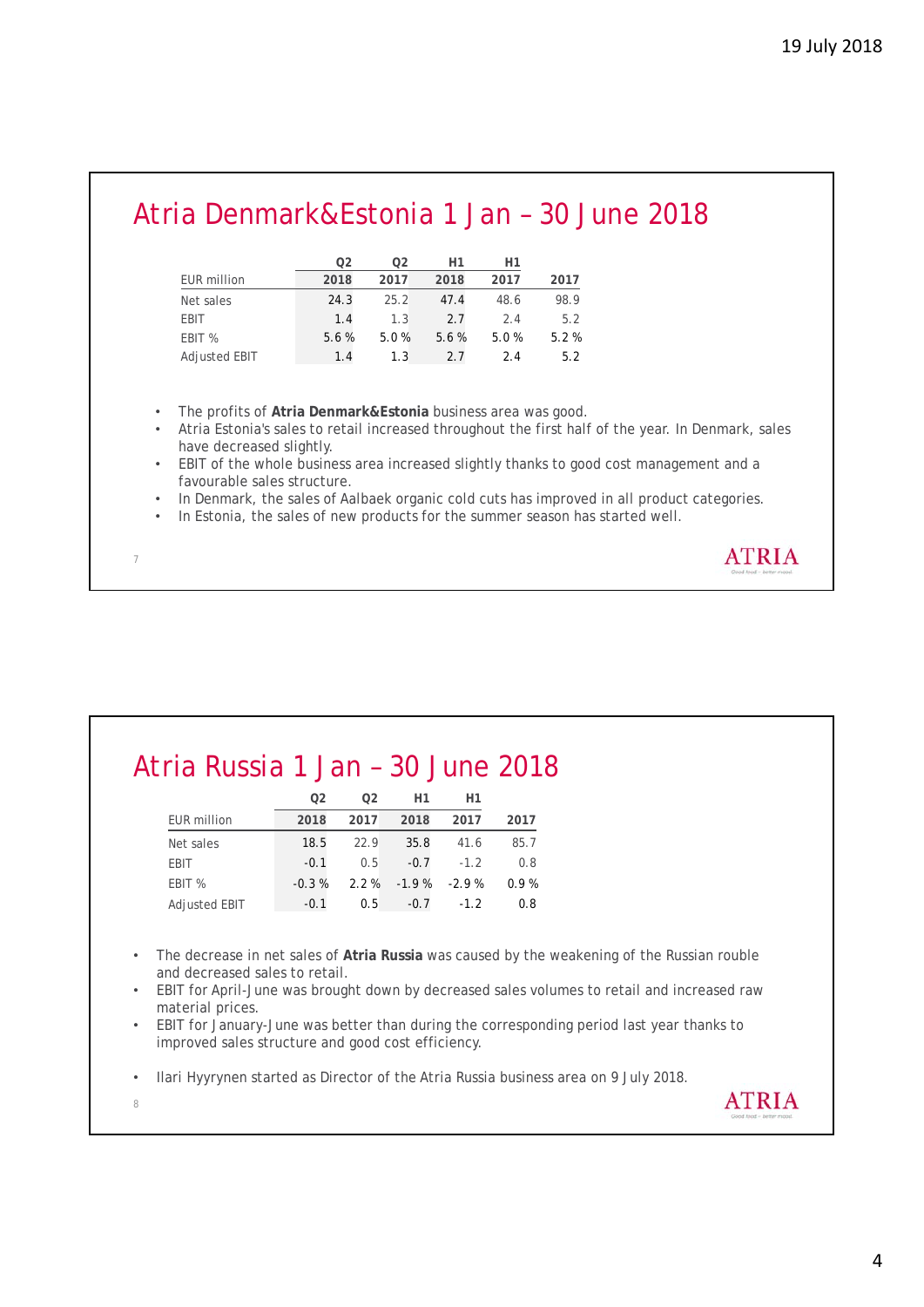## Atria Denmark&Estonia 1 Jan – 30 June 2018

| EUR million | Q2 2018 | Q2 2017 | H1 2018 | H1 2017 | 2017 |
|---|---|---|---|---|---|
| Net sales | 24.3 | 25.2 | 47.4 | 48.6 | 98.9 |
| EBIT | 1.4 | 1.3 | 2.7 | 2.4 | 5.2 |
| EBIT % | 5.6 % | 5.0 % | 5.6 % | 5.0 % | 5.2 % |
| Adjusted EBIT | 1.4 | 1.3 | 2.7 | 2.4 | 5.2 |

- The profits of **Atria Denmark&Estonia** business area was good.
- Atria Estonia's sales to retail increased throughout the first half of the year. In Denmark, sales have decreased slightly.
- EBIT of the whole business area increased slightly thanks to good cost management and a favourable sales structure.
- In Denmark, the sales of Aalbaek organic cold cuts has improved in all product categories.
- In Estonia, the sales of new products for the summer season has started well.

## Atria Russia 1 Jan – 30 June 2018

| EUR million | Q2 2018 | Q2 2017 | H1 2018 | H1 2017 | 2017 |
|---|---|---|---|---|---|
| Net sales | 18.5 | 22.9 | 35.8 | 41.6 | 85.7 |
| EBIT | -0.1 | 0.5 | -0.7 | -1.2 | 0.8 |
| EBIT % | -0.3 % | 2.2 % | -1.9 % | -2.9 % | 0.9 % |
| Adjusted EBIT | -0.1 | 0.5 | -0.7 | -1.2 | 0.8 |

- The decrease in net sales of **Atria Russia** was caused by the weakening of the Russian rouble and decreased sales to retail.
- EBIT for April-June was brought down by decreased sales volumes to retail and increased raw material prices.
- EBIT for January-June was better than during the corresponding period last year thanks to improved sales structure and good cost efficiency.

- Ilari Hyyrynen started as Director of the Atria Russia business area on 9 July 2018.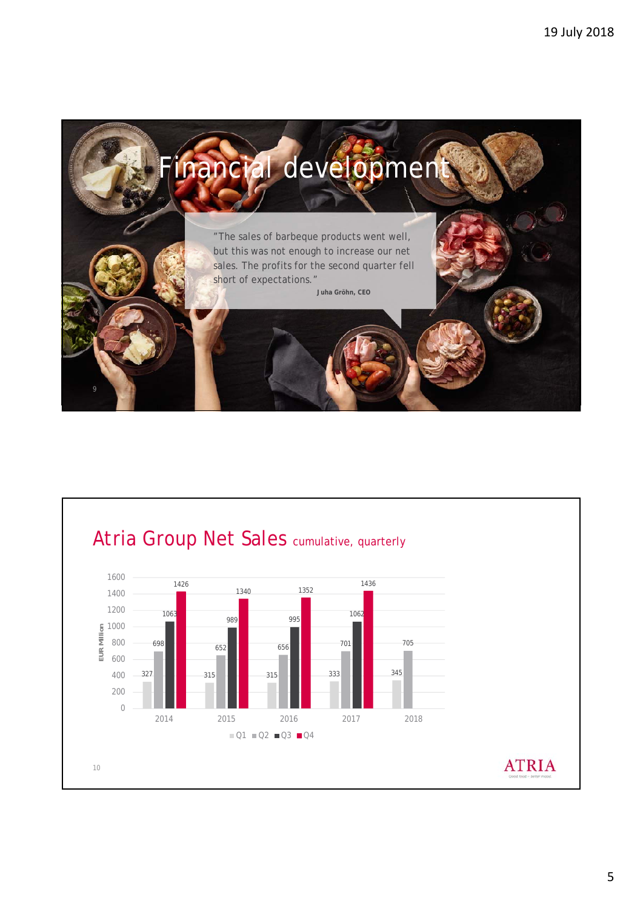19 July 2018

# Financial development

"The sales of barbeque products went well, but this was not enough to increase our net sales. The profits for the second quarter fell short of expectations."

**Juha Gröhn, CEO**

## Atria Group Net Sales cumulative, quarterly

EUR Million

| | Q1 | Q2 | Q3 | Q4 |
|---|---|---|---|---|
| 2014 | 327 | 698 | 1063 | 1426 |
| 2015 | 315 | 652 | 989 | 1340 |
| 2016 | 315 | 656 | 995 | 1352 |
| 2017 | 333 | 701 | 1062 | 1436 |
| 2018 | 345 | 705 | | |

ATRIA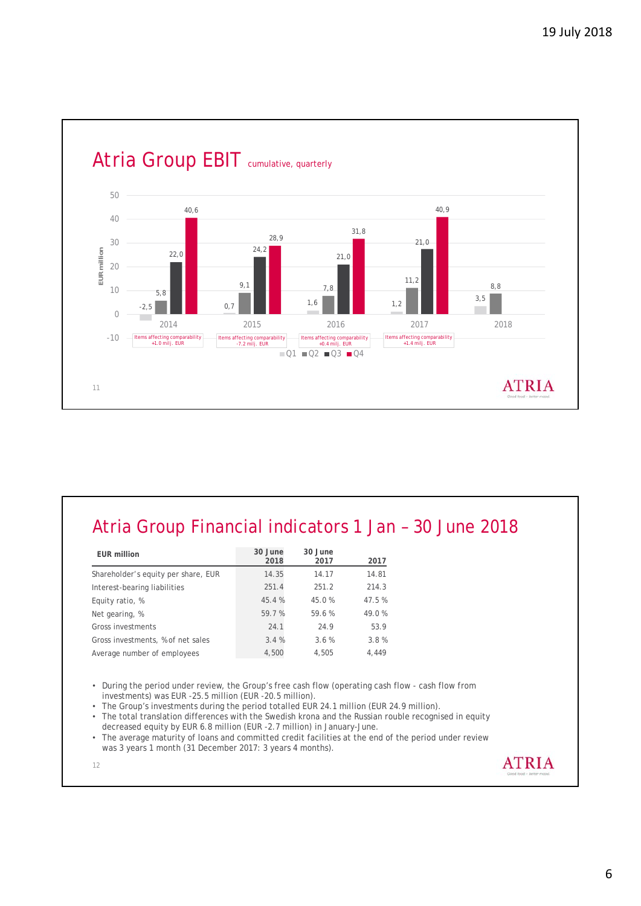# Atria Group EBIT cumulative, quarterly

| EUR million | Q1 | Q2 | Q3 | Q4 | Items affecting comparability |
|---|---|---|---|---|---|
| 2014 | -2,5 | 5,8 | 22,0 | 40,6 | +1.0 milj. EUR |
| 2015 | 0,7 | 9,1 | 24,2 | 28,9 | -7.2 milj. EUR |
| 2016 | 1,6 | 7,8 | 21,0 | 31,8 | +0.4 milj. EUR |
| 2017 | 1,2 | 11,2 | 21,0 | 40,9 | +1.4 milj. EUR |
| 2018 | 3,5 | 8,8 | | | |

# Atria Group Financial indicators 1 Jan – 30 June 2018

| EUR million | 30 June 2018 | 30 June 2017 | 2017 |
|---|---|---|---|
| Shareholder's equity per share, EUR | 14.35 | 14.17 | 14.81 |
| Interest-bearing liabilities | 251.4 | 251.2 | 214.3 |
| Equity ratio, % | 45.4 % | 45.0 % | 47.5 % |
| Net gearing, % | 59.7 % | 59.6 % | 49.0 % |
| Gross investments | 24.1 | 24.9 | 53.9 |
| Gross investments, % of net sales | 3.4 % | 3.6 % | 3.8 % |
| Average number of employees | 4,500 | 4,505 | 4,449 |

- During the period under review, the Group's free cash flow (operating cash flow - cash flow from investments) was EUR -25.5 million (EUR -20.5 million).
- The Group's investments during the period totalled EUR 24.1 million (EUR 24.9 million).
- The total translation differences with the Swedish krona and the Russian rouble recognised in equity decreased equity by EUR 6.8 million (EUR -2.7 million) in January-June.
- The average maturity of loans and committed credit facilities at the end of the period under review was 3 years 1 month (31 December 2017: 3 years 4 months).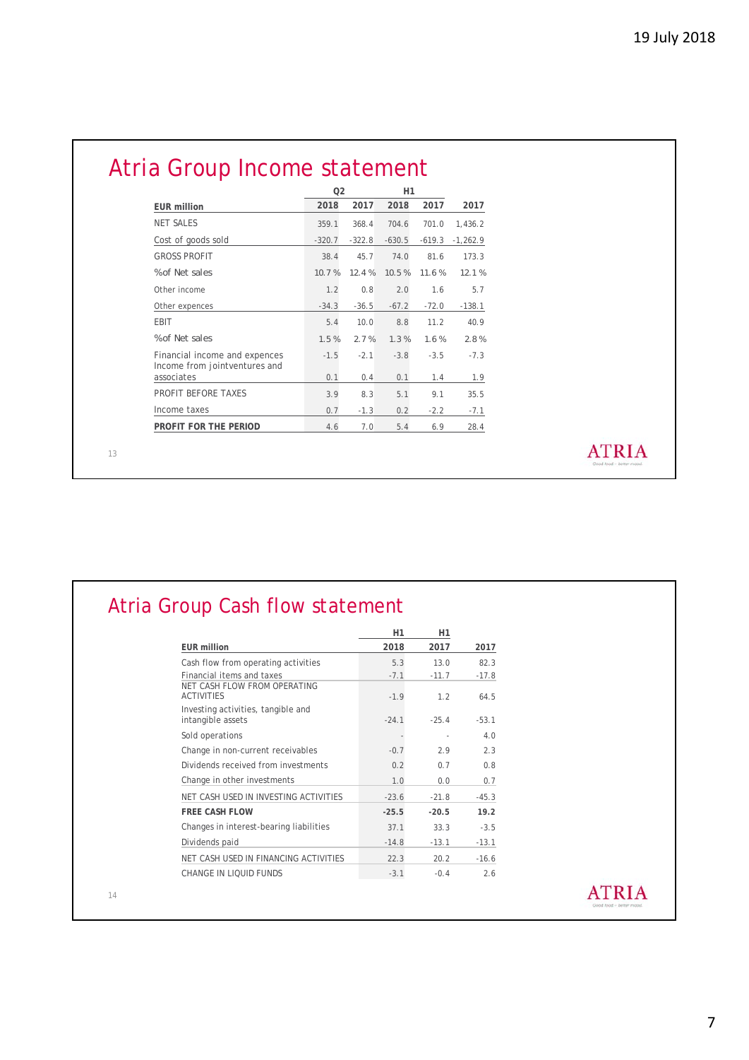# Atria Group Income statement

| EUR million | Q2 2018 | Q2 2017 | H1 2018 | H1 2017 | 2017 |
|---|---|---|---|---|---|
| NET SALES | 359.1 | 368.4 | 704.6 | 701.0 | 1,436.2 |
| Cost of goods sold | -320.7 | -322.8 | -630.5 | -619.3 | -1,262.9 |
| GROSS PROFIT | 38.4 | 45.7 | 74.0 | 81.6 | 173.3 |
| %of Net sales | 10.7 % | 12.4 % | 10.5 % | 11.6 % | 12.1 % |
| Other income | 1.2 | 0.8 | 2.0 | 1.6 | 5.7 |
| Other expences | -34.3 | -36.5 | -67.2 | -72.0 | -138.1 |
| EBIT | 5.4 | 10.0 | 8.8 | 11.2 | 40.9 |
| %of Net sales | 1.5 % | 2.7 % | 1.3 % | 1.6 % | 2.8 % |
| Financial income and expences | -1.5 | -2.1 | -3.8 | -3.5 | -7.3 |
| Income from jointventures and associates | 0.1 | 0.4 | 0.1 | 1.4 | 1.9 |
| PROFIT BEFORE TAXES | 3.9 | 8.3 | 5.1 | 9.1 | 35.5 |
| Income taxes | 0.7 | -1.3 | 0.2 | -2.2 | -7.1 |
| **PROFIT FOR THE PERIOD** | 4.6 | 7.0 | 5.4 | 6.9 | 28.4 |

# Atria Group Cash flow statement

| EUR million | H1 2018 | H1 2017 | 2017 |
|---|---|---|---|
| Cash flow from operating activities | 5.3 | 13.0 | 82.3 |
| Financial items and taxes | -7.1 | -11.7 | -17.8 |
| NET CASH FLOW FROM OPERATING ACTIVITIES | -1.9 | 1.2 | 64.5 |
| Investing activities, tangible and intangible assets | -24.1 | -25.4 | -53.1 |
| Sold operations | - | - | 4.0 |
| Change in non-current receivables | -0.7 | 2.9 | 2.3 |
| Dividends received from investments | 0.2 | 0.7 | 0.8 |
| Change in other investments | 1.0 | 0.0 | 0.7 |
| NET CASH USED IN INVESTING ACTIVITIES | -23.6 | -21.8 | -45.3 |
| **FREE CASH FLOW** | **-25.5** | **-20.5** | **19.2** |
| Changes in interest-bearing liabilities | 37.1 | 33.3 | -3.5 |
| Dividends paid | -14.8 | -13.1 | -13.1 |
| NET CASH USED IN FINANCING ACTIVITIES | 22.3 | 20.2 | -16.6 |
| CHANGE IN LIQUID FUNDS | -3.1 | -0.4 | 2.6 |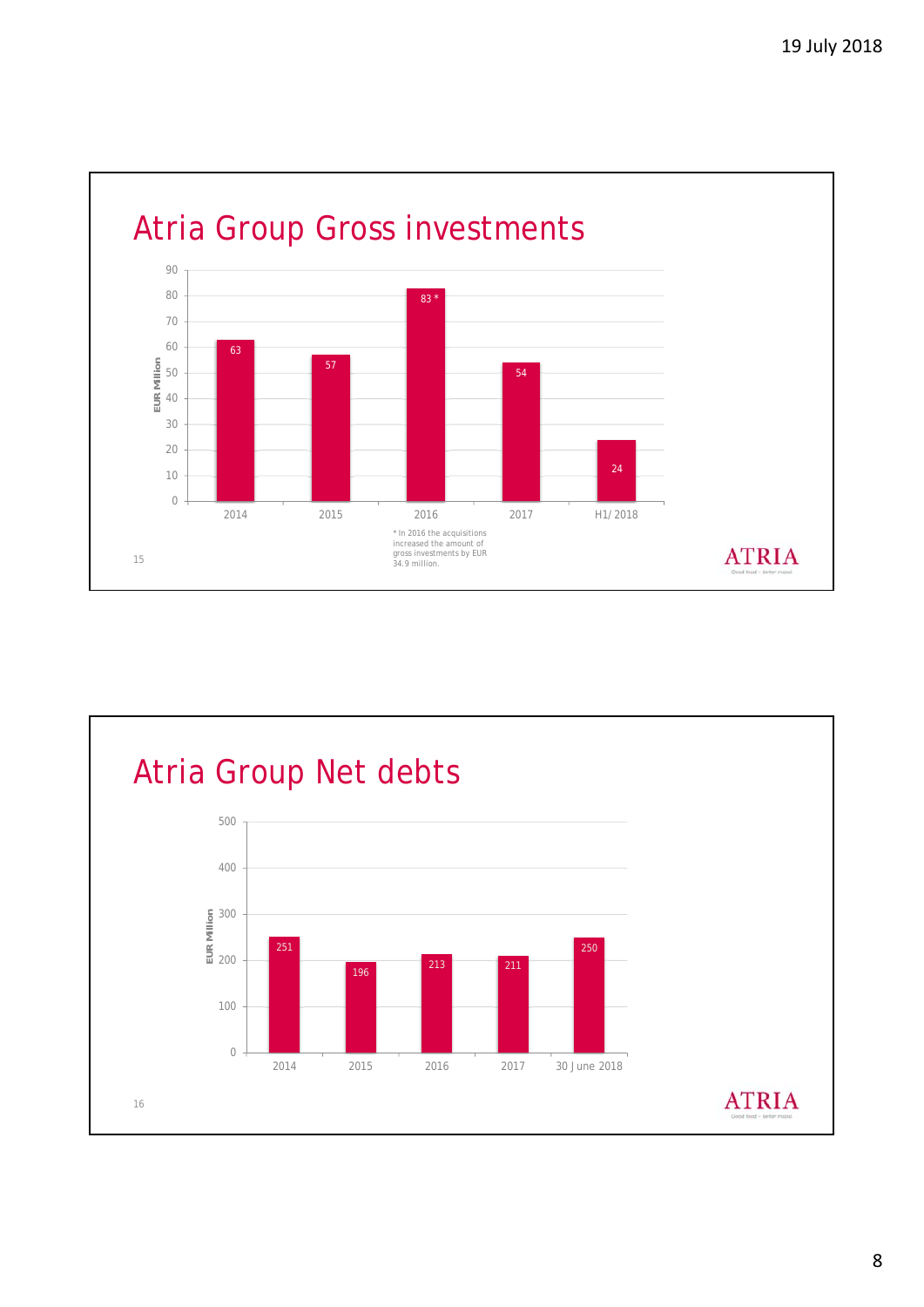## Atria Group Gross investments

EUR Million

| Year | Gross investments |
|---|---|
| 2014 | 63 |
| 2015 | 57 |
| 2016 | 83 * |
| 2017 | 54 |
| H1/ 2018 | 24 |

\* In 2016 the acquisitions increased the amount of gross investments by EUR 34.9 million.

ATRIA

## Atria Group Net debts

EUR Million

| Year | Net debts |
|---|---|
| 2014 | 251 |
| 2015 | 196 |
| 2016 | 213 |
| 2017 | 211 |
| 30 June 2018 | 250 |

ATRIA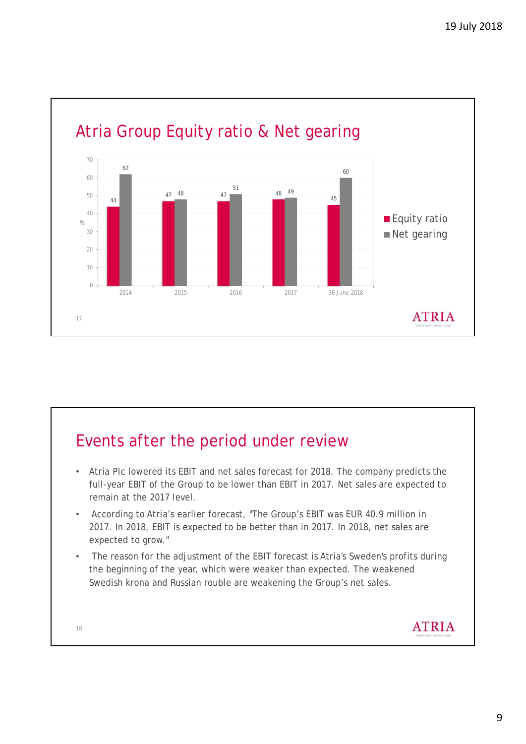## Atria Group Equity ratio & Net gearing

| % | 2014 | 2015 | 2016 | 2017 | 30 June 2018 |
|---|---|---|---|---|---|
| Equity ratio | 44 | 47 | 47 | 48 | 45 |
| Net gearing | 62 | 48 | 51 | 49 | 60 |

## Events after the period under review

- Atria Plc lowered its EBIT and net sales forecast for 2018. The company predicts the full-year EBIT of the Group to be lower than EBIT in 2017. Net sales are expected to remain at the 2017 level.
- According to Atria's earlier forecast, "The Group's EBIT was EUR 40.9 million in 2017. In 2018, EBIT is expected to be better than in 2017. In 2018, net sales are expected to grow."
- The reason for the adjustment of the EBIT forecast is Atria's Sweden's profits during the beginning of the year, which were weaker than expected. The weakened Swedish krona and Russian rouble are weakening the Group's net sales.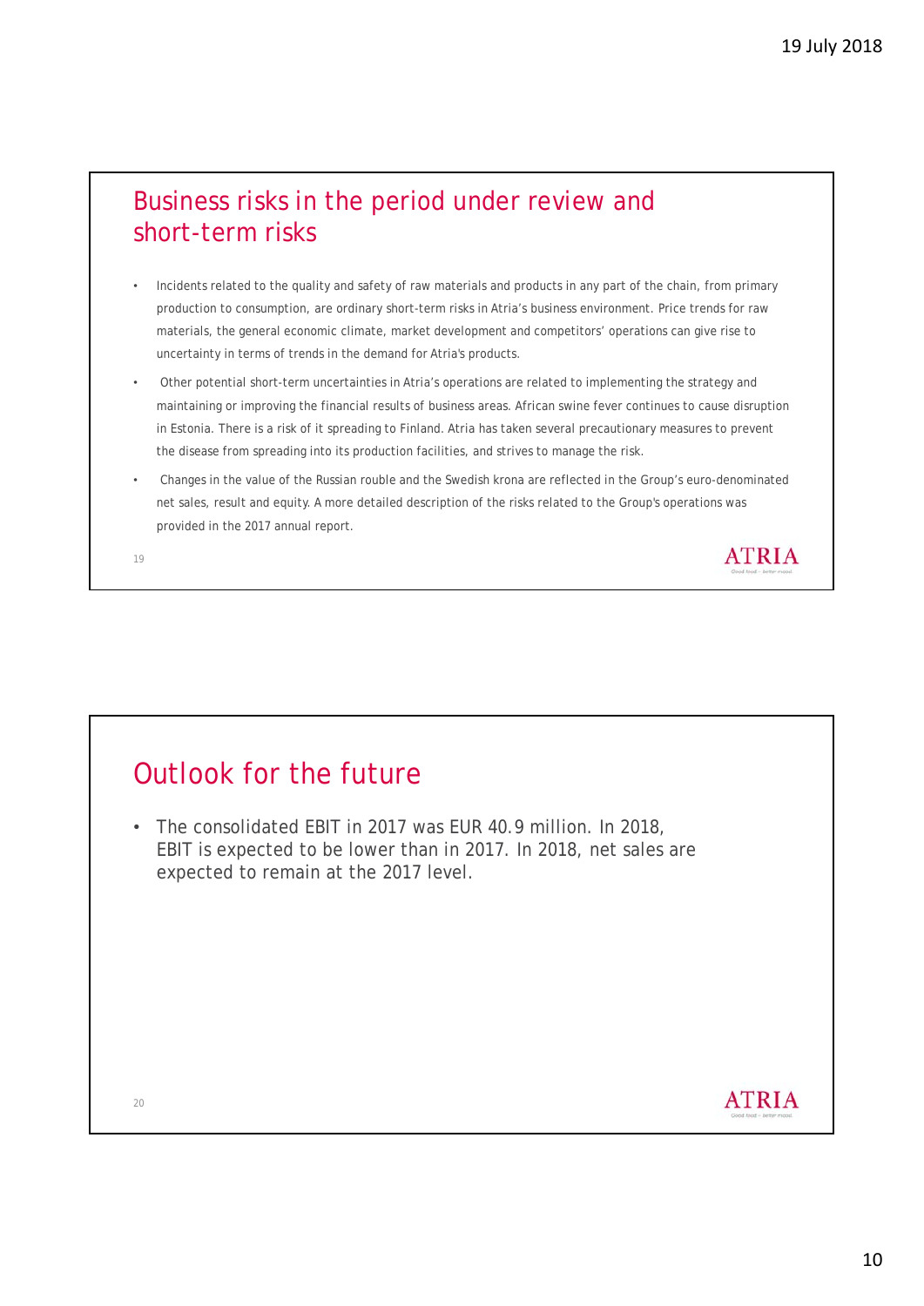## Business risks in the period under review and short-term risks

- Incidents related to the quality and safety of raw materials and products in any part of the chain, from primary production to consumption, are ordinary short-term risks in Atria's business environment. Price trends for raw materials, the general economic climate, market development and competitors' operations can give rise to uncertainty in terms of trends in the demand for Atria's products.
- Other potential short-term uncertainties in Atria's operations are related to implementing the strategy and maintaining or improving the financial results of business areas. African swine fever continues to cause disruption in Estonia. There is a risk of it spreading to Finland. Atria has taken several precautionary measures to prevent the disease from spreading into its production facilities, and strives to manage the risk.
- Changes in the value of the Russian rouble and the Swedish krona are reflected in the Group's euro-denominated net sales, result and equity. A more detailed description of the risks related to the Group's operations was provided in the 2017 annual report.

## Outlook for the future

- The consolidated EBIT in 2017 was EUR 40.9 million. In 2018, EBIT is expected to be lower than in 2017. In 2018, net sales are expected to remain at the 2017 level.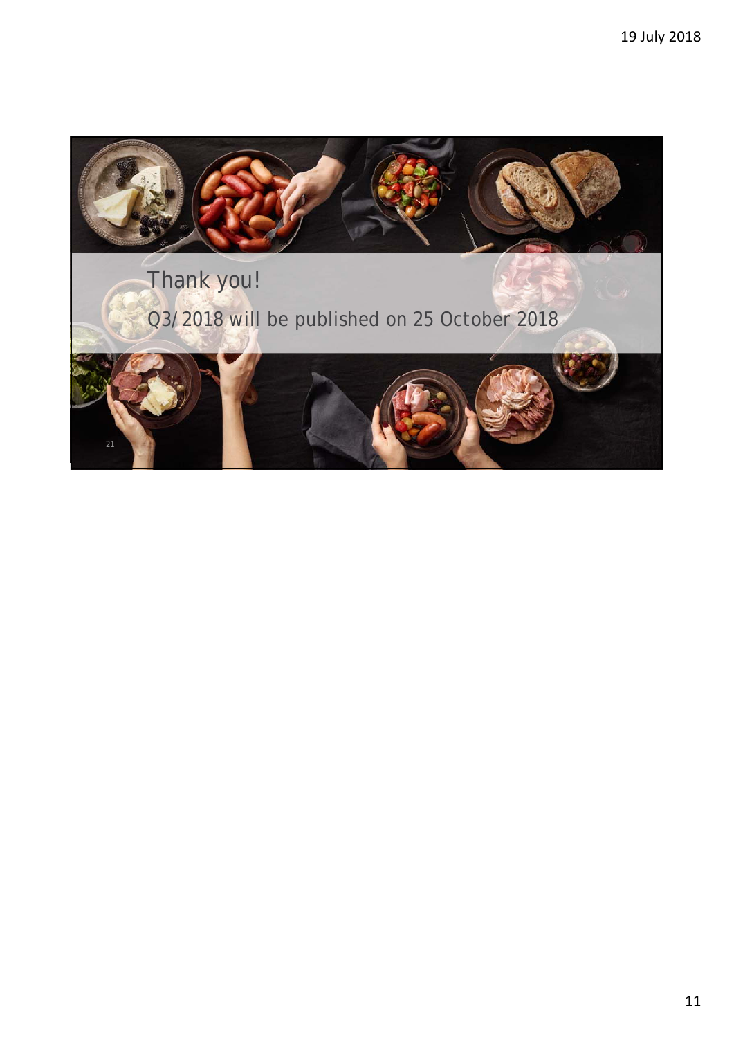Thank you!

Q3/2018 will be published on 25 October 2018